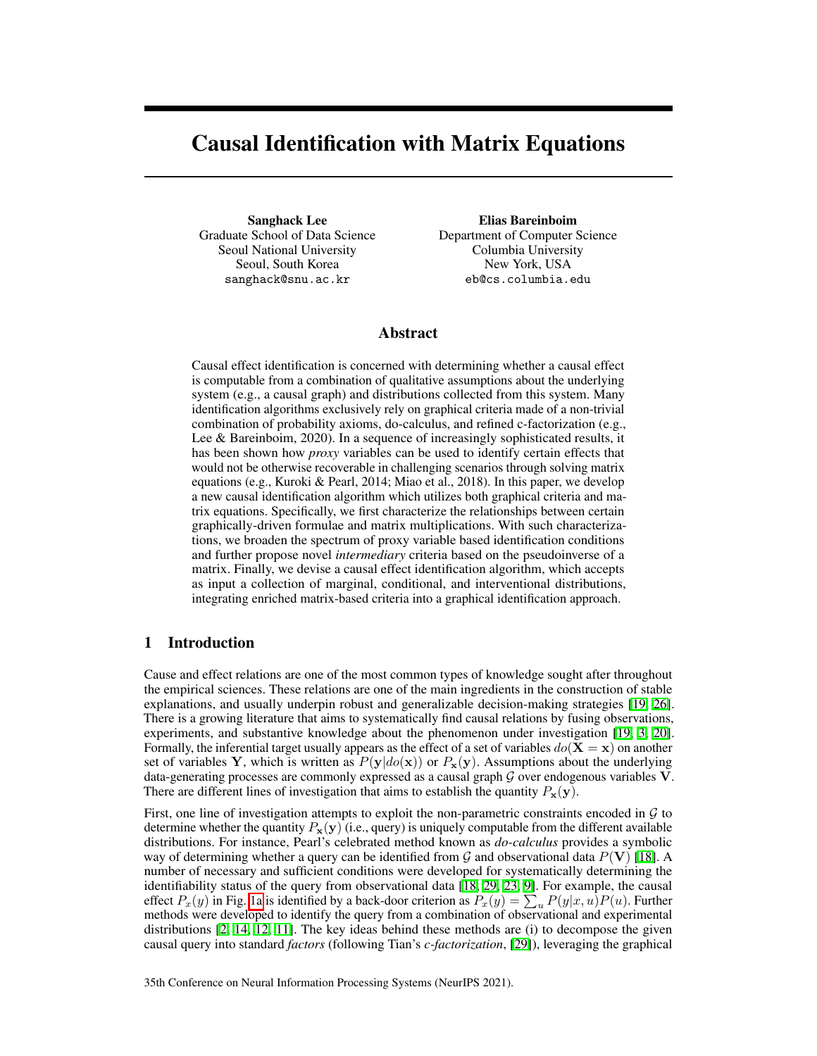# Causal Identification with Matrix Equations

**Sanghack Lee**
Graduate School of Data Science
Seoul National University
Seoul, South Korea
sanghack@snu.ac.kr

**Elias Bareinboim**
Department of Computer Science
Columbia University
New York, USA
eb@cs.columbia.edu

## Abstract

Causal effect identification is concerned with determining whether a causal effect is computable from a combination of qualitative assumptions about the underlying system (e.g., a causal graph) and distributions collected from this system. Many identification algorithms exclusively rely on graphical criteria made of a non-trivial combination of probability axioms, do-calculus, and refined c-factorization (e.g., Lee & Bareinboim, 2020). In a sequence of increasingly sophisticated results, it has been shown how *proxy* variables can be used to identify certain effects that would not be otherwise recoverable in challenging scenarios through solving matrix equations (e.g., Kuroki & Pearl, 2014; Miao et al., 2018). In this paper, we develop a new causal identification algorithm which utilizes both graphical criteria and matrix equations. Specifically, we first characterize the relationships between certain graphically-driven formulae and matrix multiplications. With such characterizations, we broaden the spectrum of proxy variable based identification conditions and further propose novel *intermediary* criteria based on the pseudoinverse of a matrix. Finally, we devise a causal effect identification algorithm, which accepts as input a collection of marginal, conditional, and interventional distributions, integrating enriched matrix-based criteria into a graphical identification approach.

## 1 Introduction

Cause and effect relations are one of the most common types of knowledge sought after throughout the empirical sciences. These relations are one of the main ingredients in the construction of stable explanations, and usually underpin robust and generalizable decision-making strategies [19, 26]. There is a growing literature that aims to systematically find causal relations by fusing observations, experiments, and substantive knowledge about the phenomenon under investigation [19, 3, 20]. Formally, the inferential target usually appears as the effect of a set of variables $do(\mathbf{X} = \mathbf{x})$ on another set of variables $\mathbf{Y}$, which is written as $P(\mathbf{y}|do(\mathbf{x}))$ or $P_{\mathbf{x}}(\mathbf{y})$. Assumptions about the underlying data-generating processes are commonly expressed as a causal graph $\mathcal{G}$ over endogenous variables $\mathbf{V}$. There are different lines of investigation that aims to establish the quantity $P_{\mathbf{x}}(\mathbf{y})$.

First, one line of investigation attempts to exploit the non-parametric constraints encoded in $\mathcal{G}$ to determine whether the quantity $P_{\mathbf{x}}(\mathbf{y})$ (i.e., query) is uniquely computable from the different available distributions. For instance, Pearl's celebrated method known as *do-calculus* provides a symbolic way of determining whether a query can be identified from $\mathcal{G}$ and observational data $P(\mathbf{V})$ [18]. A number of necessary and sufficient conditions were developed for systematically determining the identifiability status of the query from observational data [18, 29, 23, 9]. For example, the causal effect $P_x(y)$ in Fig. 1a is identified by a back-door criterion as $P_x(y) = \sum_u P(y|x, u)P(u)$. Further methods were developed to identify the query from a combination of observational and experimental distributions [2, 14, 12, 11]. The key ideas behind these methods are (i) to decompose the given causal query into standard *factors* (following Tian's *c-factorization*, [29]), leveraging the graphical

35th Conference on Neural Information Processing Systems (NeurIPS 2021).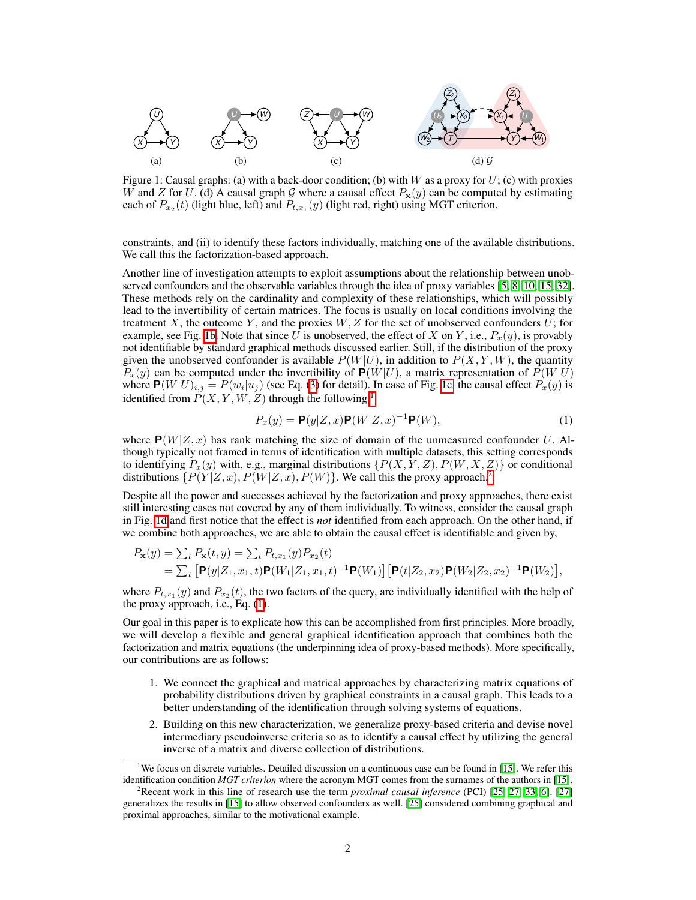Figure 1: Causal graphs: (a) with a back-door condition; (b) with $W$ as a proxy for $U$; (c) with proxies $W$ and $Z$ for $U$. (d) A causal graph $\mathcal{G}$ where a causal effect $P_{\mathbf{x}}(y)$ can be computed by estimating each of $P_{x_2}(t)$ (light blue, left) and $P_{t,x_1}(y)$ (light red, right) using MGT criterion.

constraints, and (ii) to identify these factors individually, matching one of the available distributions. We call this the factorization-based approach.

Another line of investigation attempts to exploit assumptions about the relationship between unobserved confounders and the observable variables through the idea of proxy variables [5, 8, 10, 15, 32]. These methods rely on the cardinality and complexity of these relationships, which will possibly lead to the invertibility of certain matrices. The focus is usually on local conditions involving the treatment $X$, the outcome $Y$, and the proxies $W, Z$ for the set of unobserved confounders $U$; for example, see Fig. 1b. Note that since $U$ is unobserved, the effect of $X$ on $Y$, i.e., $P_x(y)$, is provably not identifiable by standard graphical methods discussed earlier. Still, if the distribution of the proxy given the unobserved confounder is available $P(W|U)$, in addition to $P(X, Y, W)$, the quantity $P_x(y)$ can be computed under the invertibility of $\mathbf{P}(W|U)$, a matrix representation of $P(W|U)$ where $\mathbf{P}(W|U)_{i,j} = P(w_i|u_j)$ (see Eq. (3) for detail). In case of Fig. 1c, the causal effect $P_x(y)$ is identified from $P(X, Y, W, Z)$ through the following:[1]

$$P_x(y) = \mathbf{P}(y|Z, x)\mathbf{P}(W|Z, x)^{-1}\mathbf{P}(W), \tag{1}$$

where $\mathbf{P}(W|Z, x)$ has rank matching the size of domain of the unmeasured confounder $U$. Although typically not framed in terms of identification with multiple datasets, this setting corresponds to identifying $P_x(y)$ with, e.g., marginal distributions $\{P(X, Y, Z), P(W, X, Z)\}$ or conditional distributions $\{P(Y|Z, x), P(W|Z, x), P(W)\}$. We call this the proxy approach.[2]

Despite all the power and successes achieved by the factorization and proxy approaches, there exist still interesting cases not covered by any of them individually. To witness, consider the causal graph in Fig. 1d and first notice that the effect is *not* identified from each approach. On the other hand, if we combine both approaches, we are able to obtain the causal effect is identifiable and given by,

$$\begin{aligned}
P_{\mathbf{x}}(y) &= \textstyle\sum_t P_{\mathbf{x}}(t, y) = \sum_t P_{t,x_1}(y) P_{x_2}(t) \\
&= \textstyle\sum_t \left[\mathbf{P}(y|Z_1, x_1, t)\mathbf{P}(W_1|Z_1, x_1, t)^{-1}\mathbf{P}(W_1)\right]\left[\mathbf{P}(t|Z_2, x_2)\mathbf{P}(W_2|Z_2, x_2)^{-1}\mathbf{P}(W_2)\right],
\end{aligned}$$

where $P_{t,x_1}(y)$ and $P_{x_2}(t)$, the two factors of the query, are individually identified with the help of the proxy approach, i.e., Eq. (1).

Our goal in this paper is to explicate how this can be accomplished from first principles. More broadly, we will develop a flexible and general graphical identification approach that combines both the factorization and matrix equations (the underpinning idea of proxy-based methods). More specifically, our contributions are as follows:

1. We connect the graphical and matrical approaches by characterizing matrix equations of probability distributions driven by graphical constraints in a causal graph. This leads to a better understanding of the identification through solving systems of equations.
2. Building on this new characterization, we generalize proxy-based criteria and devise novel intermediary pseudoinverse criteria so as to identify a causal effect by utilizing the general inverse of a matrix and diverse collection of distributions.

[1] We focus on discrete variables. Detailed discussion on a continuous case can be found in [15]. We refer this identification condition *MGT criterion* where the acronym MGT comes from the surnames of the authors in [15].

[2] Recent work in this line of research use the term *proximal causal inference* (PCI) [25, 27, 33, 6]. [27] generalizes the results in [15] to allow observed confounders as well. [25] considered combining graphical and proximal approaches, similar to the motivational example.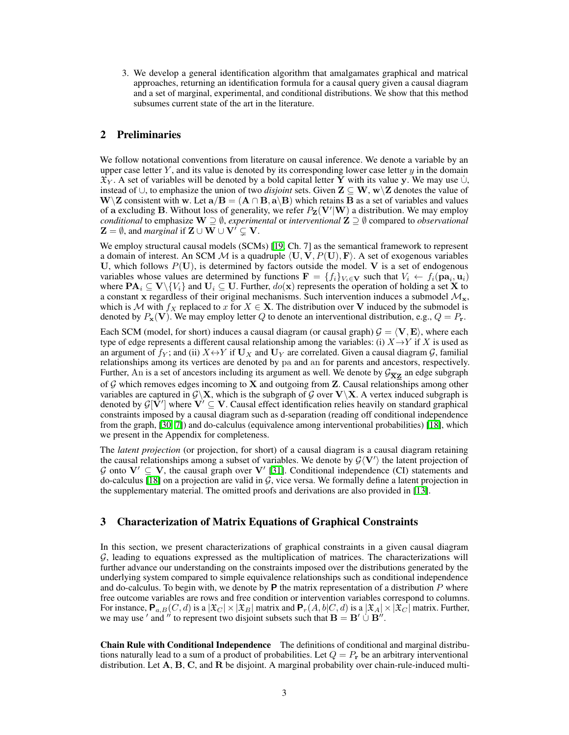3. We develop a general identification algorithm that amalgamates graphical and matrical approaches, returning an identification formula for a causal query given a causal diagram and a set of marginal, experimental, and conditional distributions. We show that this method subsumes current state of the art in the literature.

## 2 Preliminaries

We follow notational conventions from literature on causal inference. We denote a variable by an upper case letter $Y$, and its value is denoted by its corresponding lower case letter $y$ in the domain $\mathfrak{X}_Y$. A set of variables will be denoted by a bold capital letter $\mathbf{Y}$ with its value $\mathbf{y}$. We may use $\dot\cup$, instead of $\cup$, to emphasize the union of two *disjoint* sets. Given $\mathbf{Z} \subseteq \mathbf{W}$, $\mathbf{w}\backslash\mathbf{Z}$ denotes the value of $\mathbf{W}\backslash\mathbf{Z}$ consistent with $\mathbf{w}$. Let $\mathbf{a}/\mathbf{B} = (\mathbf{A} \cap \mathbf{B}, \mathbf{a}\backslash\mathbf{B})$ which retains $\mathbf{B}$ as a set of variables and values of $\mathbf{a}$ excluding $\mathbf{B}$. Without loss of generality, we refer $P_{\mathbf{Z}}(\mathbf{V}'|\mathbf{W})$ a distribution. We may employ *conditional* to emphasize $\mathbf{W} \supsetneq \emptyset$, *experimental* or *interventional* $\mathbf{Z} \supsetneq \emptyset$ compared to *observational* $\mathbf{Z} = \emptyset$, and *marginal* if $\mathbf{Z} \cup \mathbf{W} \cup \mathbf{V}' \subsetneq \mathbf{V}$.

We employ structural causal models (SCMs) [19, Ch. 7] as the semantical framework to represent a domain of interest. An SCM $\mathcal{M}$ is a quadruple $\langle \mathbf{U}, \mathbf{V}, P(\mathbf{U}), \mathbf{F}\rangle$. A set of exogenous variables $\mathbf{U}$, which follows $P(\mathbf{U})$, is determined by factors outside the model. $\mathbf{V}$ is a set of endogenous variables whose values are determined by functions $\mathbf{F} = \{f_i\}_{V_i \in \mathbf{V}}$ such that $V_i \leftarrow f_i(\mathbf{pa}_i, \mathbf{u}_i)$ where $\mathbf{PA}_i \subseteq \mathbf{V}\backslash\{V_i\}$ and $\mathbf{U}_i \subseteq \mathbf{U}$. Further, $do(\mathbf{x})$ represents the operation of holding a set $\mathbf{X}$ to a constant $\mathbf{x}$ regardless of their original mechanisms. Such intervention induces a submodel $\mathcal{M}_{\mathbf{x}}$, which is $\mathcal{M}$ with $f_X$ replaced to $x$ for $X \in \mathbf{X}$. The distribution over $\mathbf{V}$ induced by the submodel is denoted by $P_{\mathbf{x}}(\mathbf{V})$. We may employ letter $Q$ to denote an interventional distribution, e.g., $Q = P_{\mathbf{r}}$.

Each SCM (model, for short) induces a causal diagram (or causal graph) $\mathcal{G} = \langle \mathbf{V}, \mathbf{E}\rangle$, where each type of edge represents a different causal relationship among the variables: (i) $X \rightarrow Y$ if $X$ is used as an argument of $f_Y$; and (ii) $X \leftrightarrow Y$ if $\mathbf{U}_X$ and $\mathbf{U}_Y$ are correlated. Given a causal diagram $\mathcal{G}$, familial relationships among its vertices are denoted by $\mathrm{pa}$ and $\mathrm{an}$ for parents and ancestors, respectively. Further, $\mathrm{An}$ is a set of ancestors including its argument as well. We denote by $\mathcal{G}_{\overline{\mathbf{X}}\underline{\mathbf{Z}}}$ an edge subgraph of $\mathcal{G}$ which removes edges incoming to $\mathbf{X}$ and outgoing from $\mathbf{Z}$. Causal relationships among other variables are captured in $\mathcal{G}\backslash\mathbf{X}$, which is the subgraph of $\mathcal{G}$ over $\mathbf{V}\backslash\mathbf{X}$. A vertex induced subgraph is denoted by $\mathcal{G}[\mathbf{V}']$ where $\mathbf{V}' \subseteq \mathbf{V}$. Causal effect identification relies heavily on standard graphical constraints imposed by a causal diagram such as d-separation (reading off conditional independence from the graph, [30, 7]) and do-calculus (equivalence among interventional probabilities) [18], which we present in the Appendix for completeness.

The *latent projection* (or projection, for short) of a causal diagram is a causal diagram retaining the causal relationships among a subset of variables. We denote by $\mathcal{G}\langle\mathbf{V}'\rangle$ the latent projection of $\mathcal{G}$ onto $\mathbf{V}' \subseteq \mathbf{V}$, the causal graph over $\mathbf{V}'$ [31]. Conditional independence (CI) statements and do-calculus [18] on a projection are valid in $\mathcal{G}$, vice versa. We formally define a latent projection in the supplementary material. The omitted proofs and derivations are also provided in [13].

## 3 Characterization of Matrix Equations of Graphical Constraints

In this section, we present characterizations of graphical constraints in a given causal diagram $\mathcal{G}$, leading to equations expressed as the multiplication of matrices. The characterizations will further advance our understanding on the constraints imposed over the distributions generated by the underlying system compared to simple equivalence relationships such as conditional independence and do-calculus. To begin with, we denote by $\mathbf{P}$ the matrix representation of a distribution $P$ where free outcome variables are rows and free condition or intervention variables correspond to columns. For instance, $\mathbf{P}_{a,B}(C, d)$ is a $|\mathfrak{X}_C| \times |\mathfrak{X}_B|$ matrix and $\mathbf{P}_r(A, b|C, d)$ is a $|\mathfrak{X}_A| \times |\mathfrak{X}_C|$ matrix. Further, we may use $'$ and $''$ to represent two disjoint subsets such that $\mathbf{B} = \mathbf{B}' \dot\cup \mathbf{B}''$.

**Chain Rule with Conditional Independence** The definitions of conditional and marginal distributions naturally lead to a sum of a product of probabilities. Let $Q = P_{\mathbf{r}}$ be an arbitrary interventional distribution. Let $\mathbf{A}$, $\mathbf{B}$, $\mathbf{C}$, and $\mathbf{R}$ be disjoint. A marginal probability over chain-rule-induced multi-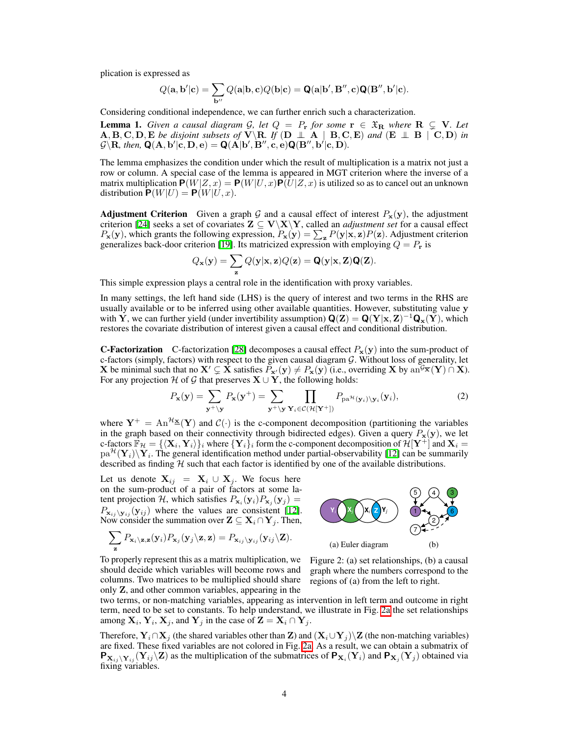plication is expressed as

$$Q(\mathbf{a}, \mathbf{b}'|\mathbf{c}) = \sum_{\mathbf{b}''} Q(\mathbf{a}|\mathbf{b}, \mathbf{c}) Q(\mathbf{b}|\mathbf{c}) = \mathbf{Q}(\mathbf{a}|\mathbf{b}', \mathbf{B}'', \mathbf{c}) \mathbf{Q}(\mathbf{B}'', \mathbf{b}'|\mathbf{c}).$$

Considering conditional independence, we can further enrich such a characterization.

**Lemma 1.** *Given a causal diagram $\mathcal{G}$, let $Q = P_{\mathbf{r}}$ for some $\mathbf{r} \in \mathfrak{X}_{\mathbf{R}}$ where $\mathbf{R} \subsetneq \mathbf{V}$. Let $\mathbf{A}, \mathbf{B}, \mathbf{C}, \mathbf{D}, \mathbf{E}$ be disjoint subsets of $\mathbf{V} \setminus \mathbf{R}$. If $(\mathbf{D} \perp\!\!\!\perp \mathbf{A} \mid \mathbf{B}, \mathbf{C}, \mathbf{E})$ and $(\mathbf{E} \perp\!\!\!\perp \mathbf{B} \mid \mathbf{C}, \mathbf{D})$ in $\mathcal{G} \setminus \mathbf{R}$, then, $\mathbf{Q}(\mathbf{A}, \mathbf{b}'|\mathbf{c}, \mathbf{D}, \mathbf{e}) = \mathbf{Q}(\mathbf{A}|\mathbf{b}', \mathbf{B}'', \mathbf{c}, \mathbf{e}) \mathbf{Q}(\mathbf{B}'', \mathbf{b}'|\mathbf{c}, \mathbf{D})$.*

The lemma emphasizes the condition under which the result of multiplication is a matrix not just a row or column. A special case of the lemma is appeared in MGT criterion where the inverse of a matrix multiplication $\mathbf{P}(W|Z, x) = \mathbf{P}(W|U, x)\mathbf{P}(U|Z, x)$ is utilized so as to cancel out an unknown distribution $\mathbf{P}(W|U) = \mathbf{P}(W|U, x)$.

**Adjustment Criterion** Given a graph $\mathcal{G}$ and a causal effect of interest $P_{\mathbf{x}}(\mathbf{y})$, the adjustment criterion [24] seeks a set of covariates $\mathbf{Z} \subseteq \mathbf{V} \setminus \mathbf{X} \setminus \mathbf{Y}$, called an *adjustment set* for a causal effect $P_{\mathbf{x}}(\mathbf{y})$, which grants the following expression, $P_{\mathbf{x}}(\mathbf{y}) = \sum_{\mathbf{z}} P(\mathbf{y}|\mathbf{x}, \mathbf{z}) P(\mathbf{z})$. Adjustment criterion generalizes back-door criterion [19]. Its matricized expression with employing $Q = P_{\mathbf{r}}$ is

$$Q_{\mathbf{x}}(\mathbf{y}) = \sum_{\mathbf{z}} Q(\mathbf{y}|\mathbf{x}, \mathbf{z}) Q(\mathbf{z}) = \mathbf{Q}(\mathbf{y}|\mathbf{x}, \mathbf{Z}) \mathbf{Q}(\mathbf{Z}).$$

This simple expression plays a central role in the identification with proxy variables.

In many settings, the left hand side (LHS) is the query of interest and two terms in the RHS are usually available or to be inferred using other available quantities. However, substituting value $\mathbf{y}$ with $\mathbf{Y}$, we can further yield (under invertibility assumption) $\mathbf{Q}(\mathbf{Z}) = \mathbf{Q}(\mathbf{Y}|\mathbf{x}, \mathbf{Z})^{-1} \mathbf{Q}_{\mathbf{x}}(\mathbf{Y})$, which restores the covariate distribution of interest given a causal effect and conditional distribution.

**C-Factorization** C-factorization [28] decomposes a causal effect $P_{\mathbf{x}}(\mathbf{y})$ into the sum-product of c-factors (simply, factors) with respect to the given causal diagram $\mathcal{G}$. Without loss of generality, let $\mathbf{X}$ be minimal such that no $\mathbf{X}' \subsetneq \mathbf{X}$ satisfies $P_{\mathbf{x}'}(\mathbf{y}) \neq P_{\mathbf{x}}(\mathbf{y})$ (i.e., overriding $\mathbf{X}$ by $\mathrm{an}^{\mathcal{G}_{\overline{\mathbf{X}}}}(\mathbf{Y}) \cap \mathbf{X}$). For any projection $\mathcal{H}$ of $\mathcal{G}$ that preserves $\mathbf{X} \cup \mathbf{Y}$, the following holds:

$$P_{\mathbf{x}}(\mathbf{y}) = \sum_{\mathbf{y}^+ \setminus \mathbf{y}} P_{\mathbf{x}}(\mathbf{y}^+) = \sum_{\mathbf{y}^+ \setminus \mathbf{y}} \prod_{\mathbf{Y}_i \in \mathcal{C}(\mathcal{H}[\mathbf{Y}^+])} P_{\mathrm{pa}^{\mathcal{H}}(\mathbf{y}_i) \setminus \mathbf{y}_i}(\mathbf{y}_i), \tag{2}$$

where $\mathbf{Y}^+ = \mathrm{An}^{\mathcal{H}_{\underline{\mathbf{X}}}}(\mathbf{Y})$ and $\mathcal{C}(\cdot)$ is the c-component decomposition (partitioning the variables in the graph based on their connectivity through bidirected edges). Given a query $P_{\mathbf{x}}(\mathbf{y})$, we let c-factors $\mathbb{F}_{\mathcal{H}} = \{\langle \mathbf{X}_i, \mathbf{Y}_i \rangle\}_i$ where $\{\mathbf{Y}_i\}_i$ form the c-component decomposition of $\mathcal{H}[\mathbf{Y}^+]$ and $\mathbf{X}_i = \mathrm{pa}^{\mathcal{H}}(\mathbf{Y}_i) \setminus \mathbf{Y}_i$. The general identification method under partial-observability [12] can be summarily described as finding $\mathcal{H}$ such that each factor is identified by one of the available distributions.

Let us denote $\mathbf{X}_{ij} = \mathbf{X}_i \cup \mathbf{X}_j$. We focus here on the sum-product of a pair of factors at some latent projection $\mathcal{H}$, which satisfies $P_{\mathbf{x}_i}(\mathbf{y}_i) P_{\mathbf{x}_j}(\mathbf{y}_j) = P_{\mathbf{x}_{ij} \setminus \mathbf{y}_{ij}}(\mathbf{y}_{ij})$ where the values are consistent [12]. Now consider the summation over $\mathbf{Z} \subseteq \mathbf{X}_i \cap \mathbf{Y}_j$. Then,

$$\sum_{\mathbf{z}} P_{\mathbf{x}_i \setminus \mathbf{z}, \mathbf{z}}(\mathbf{y}_i) P_{\mathbf{x}_j}(\mathbf{y}_j \setminus \mathbf{z}, \mathbf{z}) = P_{\mathbf{x}_{ij} \setminus \mathbf{y}_{ij}}(\mathbf{y}_{ij} \setminus \mathbf{Z}).$$

(a) Euler diagram (b)

Figure 2: (a) set relationships, (b) a causal graph where the numbers correspond to the regions of (a) from the left to right.

To properly represent this as a matrix multiplication, we should decide which variables will become rows and columns. Two matrices to be multiplied should share only $\mathbf{Z}$, and other common variables, appearing in the two terms, or non-matching variables, appearing as intervention in left term and outcome in right term, need to be set to constants. To help understand, we illustrate in Fig. 2a the set relationships among $\mathbf{X}_i$, $\mathbf{Y}_i$, $\mathbf{X}_j$, and $\mathbf{Y}_j$ in the case of $\mathbf{Z} = \mathbf{X}_i \cap \mathbf{Y}_j$.

Therefore, $\mathbf{Y}_i \cap \mathbf{X}_j$ (the shared variables other than $\mathbf{Z}$) and $(\mathbf{X}_i \cup \mathbf{Y}_j) \setminus \mathbf{Z}$ (the non-matching variables) are fixed. These fixed variables are not colored in Fig. 2a. As a result, we can obtain a submatrix of $\mathbf{P}_{\mathbf{X}_{ij} \setminus \mathbf{Y}_{ij}}(\mathbf{Y}_{ij} \setminus \mathbf{Z})$ as the multiplication of the submatrices of $\mathbf{P}_{\mathbf{X}_i}(\mathbf{Y}_i)$ and $\mathbf{P}_{\mathbf{X}_j}(\mathbf{Y}_j)$ obtained via fixing variables.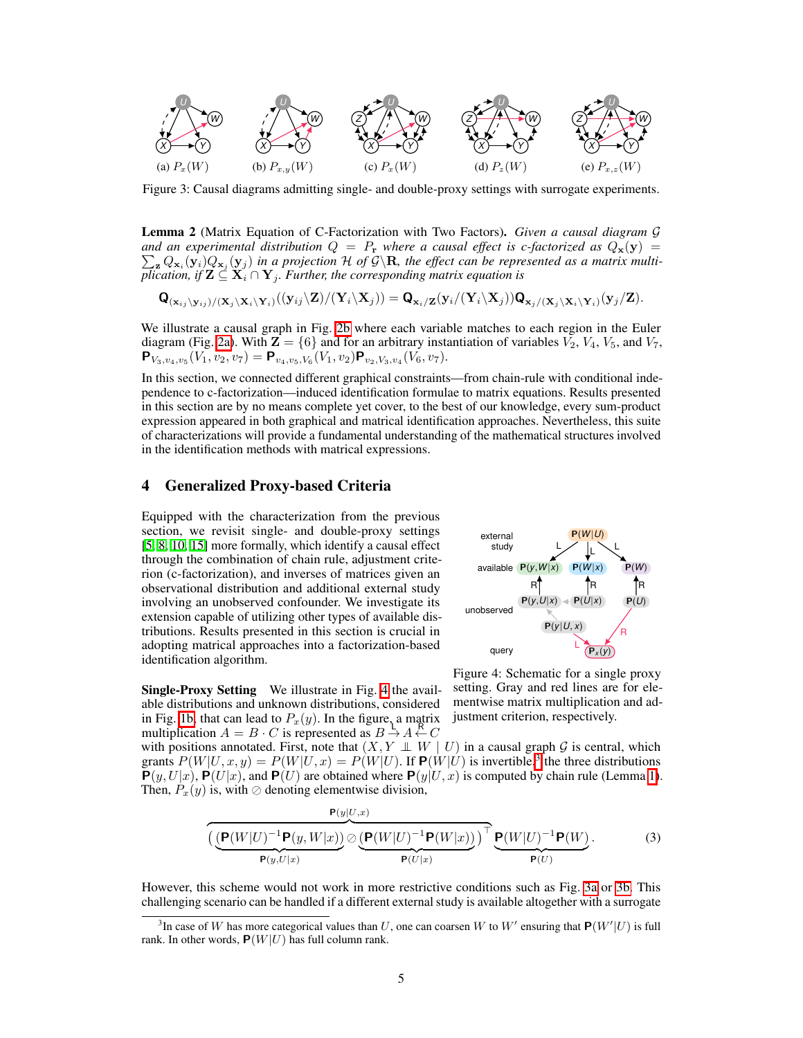(a) $P_x(W)$ (b) $P_{x,y}(W)$ (c) $P_x(W)$ (d) $P_z(W)$ (e) $P_{x,z}(W)$

Figure 3: Causal diagrams admitting single- and double-proxy settings with surrogate experiments.

**Lemma 2** (Matrix Equation of C-Factorization with Two Factors)**.** *Given a causal diagram $\mathcal{G}$ and an experimental distribution $Q = P_{\mathbf{r}}$ where a causal effect is c-factorized as $Q_{\mathbf{x}}(\mathbf{y}) = \sum_{\mathbf{z}} Q_{\mathbf{x}_i}(\mathbf{y}_i) Q_{\mathbf{x}_j}(\mathbf{y}_j)$ in a projection $\mathcal{H}$ of $\mathcal{G} \backslash \mathbf{R}$, the effect can be represented as a matrix multiplication, if $\mathbf{Z} \subseteq \mathbf{X}_i \cap \mathbf{Y}_j$. Further, the corresponding matrix equation is*

$$\mathbf{Q}_{(\mathbf{x}_{ij} \backslash \mathbf{y}_{ij})/(\mathbf{X}_i \backslash \mathbf{X}_i \backslash \mathbf{Y}_i)}((\mathbf{y}_{ij} \backslash \mathbf{Z})/(\mathbf{Y}_i \backslash \mathbf{X}_j)) = \mathbf{Q}_{\mathbf{x}_i/\mathbf{Z}}(\mathbf{y}_i/(\mathbf{Y}_i \backslash \mathbf{X}_j)) \mathbf{Q}_{\mathbf{x}_j/(\mathbf{X}_j \backslash \mathbf{X}_i \backslash \mathbf{Y}_i)}(\mathbf{y}_j/\mathbf{Z}).$$

We illustrate a causal graph in Fig. 2b where each variable matches to each region in the Euler diagram (Fig. 2a). With $\mathbf{Z} = \{6\}$ and for an arbitrary instantiation of variables $V_2$, $V_4$, $V_5$, and $V_7$, $\mathbf{P}_{V_3,v_4,v_5}(V_1, v_2, v_7) = \mathbf{P}_{v_4,v_5,V_6}(V_1, v_2)\mathbf{P}_{v_2,V_3,v_4}(V_6, v_7)$.

In this section, we connected different graphical constraints—from chain-rule with conditional independence to c-factorization—induced identification formulae to matrix equations. Results presented in this section are by no means complete yet cover, to the best of our knowledge, every sum-product expression appeared in both graphical and matrical identification approaches. Nevertheless, this suite of characterizations will provide a fundamental understanding of the mathematical structures involved in the identification methods with matrical expressions.

# 4 Generalized Proxy-based Criteria

Equipped with the characterization from the previous section, we revisit single- and double-proxy settings [5, 8, 10, 15] more formally, which identify a causal effect through the combination of chain rule, adjustment criterion (c-factorization), and inverses of matrices given an observational distribution and additional external study involving an unobserved confounder. We investigate its extension capable of utilizing other types of available distributions. Results presented in this section is crucial in adopting matrical approaches into a factorization-based identification algorithm.

Figure 4: Schematic for a single proxy setting. Gray and red lines are for elementwise matrix multiplication and adjustment criterion, respectively.

**Single-Proxy Setting** We illustrate in Fig. 4 the available distributions and unknown distributions, considered in Fig. 1b, that can lead to $P_x(y)$. In the figure, a matrix multiplication $A = B \cdot C$ is represented as $B \overset{L}{\rightarrow} A \overset{R}{\leftarrow} C$ with positions annotated. First, note that $(X, Y \perp\!\!\!\perp W \mid U)$ in a causal graph $\mathcal{G}$ is central, which grants $P(W|U, x, y) = P(W|U, x) = P(W|U)$. If $\mathbf{P}(W|U)$ is invertible,[3] the three distributions $\mathbf{P}(y, U|x)$, $\mathbf{P}(U|x)$, and $\mathbf{P}(U)$ are obtained where $\mathbf{P}(y|U, x)$ is computed by chain rule (Lemma 1). Then, $P_x(y)$ is, with $\oslash$ denoting elementwise division,

$$\overbrace{\big(\underbrace{(\mathbf{P}(W|U)^{-1}\mathbf{P}(y, W|x))}_{\mathbf{P}(y,U|x)} \oslash \underbrace{(\mathbf{P}(W|U)^{-1}\mathbf{P}(W|x))}_{\mathbf{P}(U|x)}\big)^{\top}}^{\mathbf{P}(y|U,x)} \underbrace{\mathbf{P}(W|U)^{-1}\mathbf{P}(W)}_{\mathbf{P}(U)}. \tag{3}$$

However, this scheme would not work in more restrictive conditions such as Fig. 3a or 3b. This challenging scenario can be handled if a different external study is available altogether with a surrogate

[3] In case of $W$ has more categorical values than $U$, one can coarsen $W$ to $W'$ ensuring that $\mathbf{P}(W'|U)$ is full rank. In other words, $\mathbf{P}(W|U)$ has full column rank.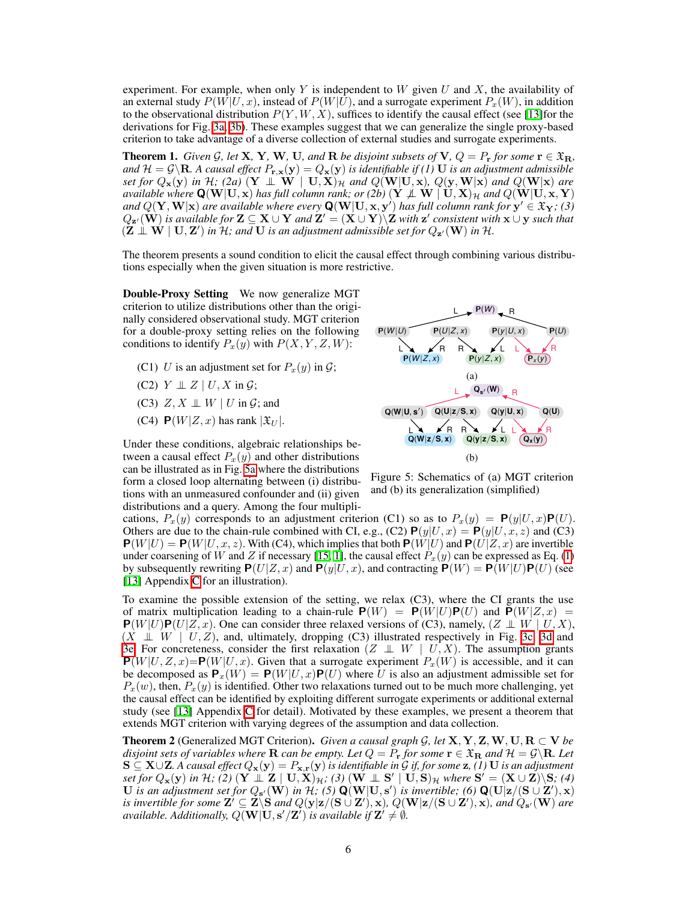experiment. For example, when only $Y$ is independent to $W$ given $U$ and $X$, the availability of an external study $P(W|U,x)$, instead of $P(W|U)$, and a surrogate experiment $P_x(W)$, in addition to the observational distribution $P(Y,W,X)$, suffices to identify the causal effect (see [13]for the derivations for Fig. 3a, 3b). These examples suggest that we can generalize the single proxy-based criterion to take advantage of a diverse collection of external studies and surrogate experiments.

**Theorem 1.** *Given $\mathcal{G}$, let $\mathbf{X}$, $\mathbf{Y}$, $\mathbf{W}$, $\mathbf{U}$, and $\mathbf{R}$ be disjoint subsets of $\mathbf{V}$, $Q = P_{\mathbf{r}}$ for some $\mathbf{r} \in \mathfrak{X}_{\mathbf{R}}$, and $\mathcal{H} = \mathcal{G} \backslash \mathbf{R}$. A causal effect $P_{\mathbf{r},\mathbf{x}}(\mathbf{y}) = Q_{\mathbf{x}}(\mathbf{y})$ is identifiable if (1) $\mathbf{U}$ is an adjustment admissible set for $Q_{\mathbf{x}}(\mathbf{y})$ in $\mathcal{H}$; (2a) $(\mathbf{Y} \perp\!\!\!\perp \mathbf{W} \mid \mathbf{U}, \mathbf{X})_{\mathcal{H}}$ and $Q(\mathbf{W}|\mathbf{U},\mathbf{x})$, $Q(\mathbf{y},\mathbf{W}|\mathbf{x})$ and $Q(\mathbf{W}|\mathbf{x})$ are available where $\mathbf{Q}(\mathbf{W}|\mathbf{U},\mathbf{x})$ has full column rank; or (2b) $(\mathbf{Y} \not\perp\!\!\!\perp \mathbf{W} \mid \mathbf{U}, \mathbf{X})_{\mathcal{H}}$ and $Q(\mathbf{W}|\mathbf{U},\mathbf{x},\mathbf{Y})$ and $Q(\mathbf{Y},\mathbf{W}|\mathbf{x})$ are available where every $\mathbf{Q}(\mathbf{W}|\mathbf{U},\mathbf{x},\mathbf{y}')$ has full column rank for $\mathbf{y}' \in \mathfrak{X}_{\mathbf{Y}}$; (3) $Q_{\mathbf{z}'}(\mathbf{W})$ is available for $\mathbf{Z} \subseteq \mathbf{X} \cup \mathbf{Y}$ and $\mathbf{Z}' = (\mathbf{X} \cup \mathbf{Y}) \backslash \mathbf{Z}$ with $\mathbf{z}'$ consistent with $\mathbf{x} \cup \mathbf{y}$ such that $(\mathbf{Z} \perp\!\!\!\perp \mathbf{W} \mid \mathbf{U}, \mathbf{Z}')$ in $\mathcal{H}$; and $\mathbf{U}$ is an adjustment admissible set for $Q_{\mathbf{z}'}(\mathbf{W})$ in $\mathcal{H}$.*

The theorem presents a sound condition to elicit the causal effect through combining various distributions especially when the given situation is more restrictive.

**Double-Proxy Setting** We now generalize MGT criterion to utilize distributions other than the originally considered observational study. MGT criterion for a double-proxy setting relies on the following conditions to identify $P_x(y)$ with $P(X,Y,Z,W)$:

- (C1) $U$ is an adjustment set for $P_x(y)$ in $\mathcal{G}$;
- (C2) $Y \perp\!\!\!\perp Z \mid U, X$ in $\mathcal{G}$;
- (C3) $Z, X \perp\!\!\!\perp W \mid U$ in $\mathcal{G}$; and
- (C4) $\mathbf{P}(W|Z,x)$ has rank $|\mathfrak{X}_U|$.

Under these conditions, algebraic relationships between a causal effect $P_x(y)$ and other distributions can be illustrated as in Fig. 5a where the distributions form a closed loop alternating between (i) distributions with an unmeasured confounder and (ii) given distributions and a query. Among the four multiplications, $P_x(y)$ corresponds to an adjustment criterion (C1) so as to $P_x(y) = \mathbf{P}(y|U,x)\mathbf{P}(U)$. Others are due to the chain-rule combined with CI, e.g., (C2) $\mathbf{P}(y|U,x) = \mathbf{P}(y|U,x,z)$ and (C3) $\mathbf{P}(W|U) = \mathbf{P}(W|U,x,z)$. With (C4), which implies that both $\mathbf{P}(W|U)$ and $\mathbf{P}(U|Z,x)$ are invertible under coarsening of $W$ and $Z$ if necessary [15, 1], the causal effect $P_x(y)$ can be expressed as Eq. (1) by subsequently rewriting $\mathbf{P}(U|Z,x)$ and $\mathbf{P}(y|U,x)$, and contracting $\mathbf{P}(W) = \mathbf{P}(W|U)\mathbf{P}(U)$ (see [13] Appendix C for an illustration).

Figure 5: Schematics of (a) MGT criterion and (b) its generalization (simplified)

To examine the possible extension of the setting, we relax (C3), where the CI grants the use of matrix multiplication leading to a chain-rule $\mathbf{P}(W) = \mathbf{P}(W|U)\mathbf{P}(U)$ and $\mathbf{P}(W|Z,x) = \mathbf{P}(W|U)\mathbf{P}(U|Z,x)$. One can consider three relaxed versions of (C3), namely, $(Z \perp\!\!\!\perp W \mid U, X)$, $(X \perp\!\!\!\perp W \mid U, Z)$, and, ultimately, dropping (C3) illustrated respectively in Fig. 3c, 3d and 3e. For concreteness, consider the first relaxation $(Z \perp\!\!\!\perp W \mid U, X)$. The assumption grants $\mathbf{P}(W|U,Z,x) = \mathbf{P}(W|U,x)$. Given that a surrogate experiment $P_x(W)$ is accessible, and it can be decomposed as $\mathbf{P}_x(W) = \mathbf{P}(W|U,x)\mathbf{P}(U)$ where $U$ is also an adjustment admissible set for $P_x(w)$, then, $P_x(y)$ is identified. Other two relaxations turned out to be much more challenging, yet the causal effect can be identified by exploiting different surrogate experiments or additional external study (see [13] Appendix C for detail). Motivated by these examples, we present a theorem that extends MGT criterion with varying degrees of the assumption and data collection.

**Theorem 2** (Generalized MGT Criterion). *Given a causal graph $\mathcal{G}$, let $\mathbf{X}, \mathbf{Y}, \mathbf{Z}, \mathbf{W}, \mathbf{U}, \mathbf{R} \subset \mathbf{V}$ be disjoint sets of variables where $\mathbf{R}$ can be empty. Let $Q = P_{\mathbf{r}}$ for some $\mathbf{r} \in \mathfrak{X}_{\mathbf{R}}$ and $\mathcal{H} = \mathcal{G} \backslash \mathbf{R}$. Let $\mathbf{S} \subseteq \mathbf{X} \cup \mathbf{Z}$. A causal effect $Q_{\mathbf{x}}(\mathbf{y}) = P_{\mathbf{x},\mathbf{r}}(\mathbf{y})$ is identifiable in $\mathcal{G}$ if, for some $\mathbf{z}$, (1) $\mathbf{U}$ is an adjustment set for $Q_{\mathbf{x}}(\mathbf{y})$ in $\mathcal{H}$; (2) $(\mathbf{Y} \perp\!\!\!\perp \mathbf{Z} \mid \mathbf{U}, \mathbf{X})_{\mathcal{H}}$; (3) $(\mathbf{W} \perp\!\!\!\perp \mathbf{S}' \mid \mathbf{U}, \mathbf{S})_{\mathcal{H}}$ where $\mathbf{S}' = (\mathbf{X} \cup \mathbf{Z}) \backslash \mathbf{S}$; (4) $\mathbf{U}$ is an adjustment set for $Q_{\mathbf{s}'}(\mathbf{W})$ in $\mathcal{H}$; (5) $\mathbf{Q}(\mathbf{W}|\mathbf{U},\mathbf{s}')$ is invertible; (6) $\mathbf{Q}(\mathbf{U}|\mathbf{z}/(\mathbf{S} \cup \mathbf{Z}'),\mathbf{x})$ is invertible for some $\mathbf{Z}' \subseteq \mathbf{Z} \backslash \mathbf{S}$ and $Q(\mathbf{y}|\mathbf{z}/(\mathbf{S} \cup \mathbf{Z}'),\mathbf{x})$, $Q(\mathbf{W}|\mathbf{z}/(\mathbf{S} \cup \mathbf{Z}'),\mathbf{x})$, and $Q_{\mathbf{s}'}(\mathbf{W})$ are available. Additionally, $Q(\mathbf{W}|\mathbf{U},\mathbf{s}'/\mathbf{Z}')$ is available if $\mathbf{Z}' \neq \emptyset$.*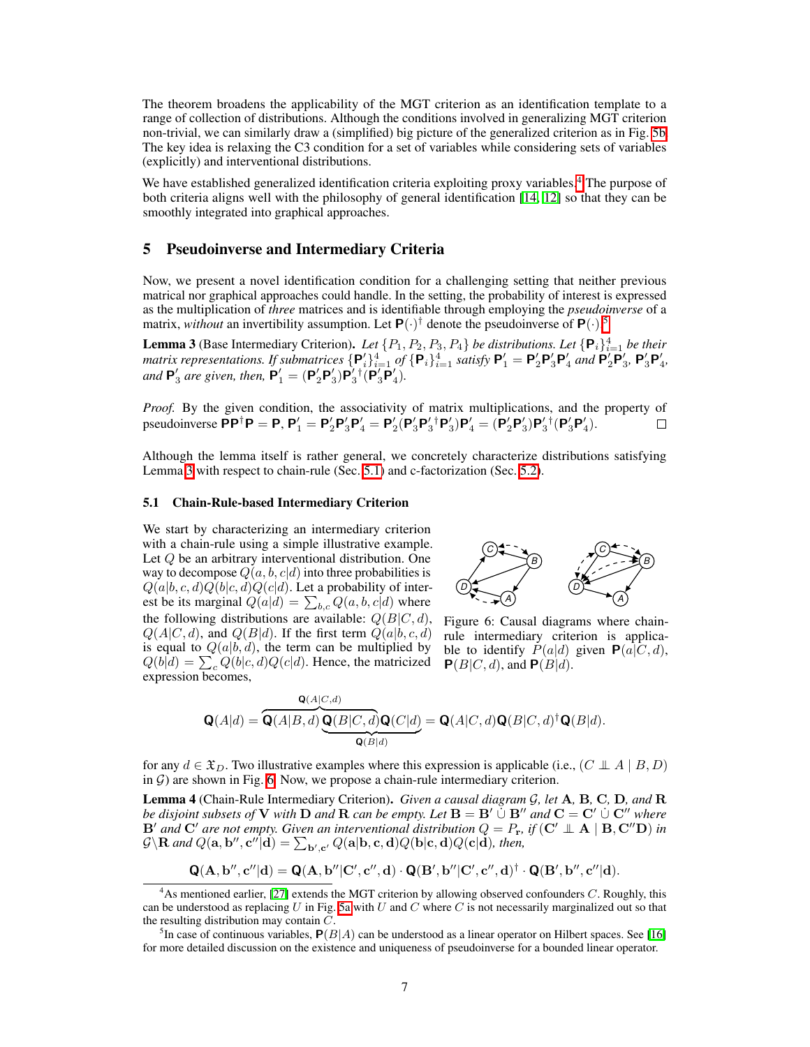The theorem broadens the applicability of the MGT criterion as an identification template to a range of collection of distributions. Although the conditions involved in generalizing MGT criterion non-trivial, we can similarly draw a (simplified) big picture of the generalized criterion as in Fig. 5b. The key idea is relaxing the C3 condition for a set of variables while considering sets of variables (explicitly) and interventional distributions.

We have established generalized identification criteria exploiting proxy variables.[4] The purpose of both criteria aligns well with the philosophy of general identification [14, 12] so that they can be smoothly integrated into graphical approaches.

## 5 Pseudoinverse and Intermediary Criteria

Now, we present a novel identification condition for a challenging setting that neither previous matrical nor graphical approaches could handle. In the setting, the probability of interest is expressed as the multiplication of *three* matrices and is identifiable through employing the *pseudoinverse* of a matrix, *without* an invertibility assumption. Let $\mathbf{P}(\cdot)^{\dagger}$ denote the pseudoinverse of $\mathbf{P}(\cdot)$.[5]

**Lemma 3** (Base Intermediary Criterion). *Let $\{P_i\}_{i=1}^{4}$ be distributions. Let $\{\mathbf{P}_i\}_{i=1}^{4}$ be their matrix representations. If submatrices $\{\mathbf{P}'_i\}_{i=1}^{4}$ of $\{\mathbf{P}_i\}_{i=1}^{4}$ satisfy $\mathbf{P}'_1 = \mathbf{P}'_2\mathbf{P}'_3\mathbf{P}'_4$ and $\mathbf{P}'_2\mathbf{P}'_3$, $\mathbf{P}'_3\mathbf{P}'_4$, and $\mathbf{P}'_3$ are given, then, $\mathbf{P}'_1 = (\mathbf{P}'_2\mathbf{P}'_3)\mathbf{P}'^{\dagger}_3(\mathbf{P}'_3\mathbf{P}'_4)$.*

*Proof.* By the given condition, the associativity of matrix multiplications, and the property of pseudoinverse $\mathbf{P}\mathbf{P}^{\dagger}\mathbf{P} = \mathbf{P}$, $\mathbf{P}'_1 = \mathbf{P}'_2\mathbf{P}'_3\mathbf{P}'_4 = \mathbf{P}'_2(\mathbf{P}'_3\mathbf{P}'^{\dagger}_3\mathbf{P}'_3)\mathbf{P}'_4 = (\mathbf{P}'_2\mathbf{P}'_3)\mathbf{P}'^{\dagger}_3(\mathbf{P}'_3\mathbf{P}'_4)$. ∎

Although the lemma itself is rather general, we concretely characterize distributions satisfying Lemma 3 with respect to chain-rule (Sec. 5.1) and c-factorization (Sec. 5.2).

### 5.1 Chain-Rule-based Intermediary Criterion

We start by characterizing an intermediary criterion with a chain-rule using a simple illustrative example. Let $Q$ be an arbitrary interventional distribution. One way to decompose $Q(a, b, c|d)$ into three probabilities is $Q(a|b, c, d)Q(b|c, d)Q(c|d)$. Let a probability of interest be its marginal $Q(a|d) = \sum_{b,c} Q(a, b, c|d)$ where the following distributions are available: $Q(B|C, d)$, $Q(A|C, d)$, and $Q(B|d)$. If the first term $Q(a|b, c, d)$ is equal to $Q(a|b, d)$, the term can be multiplied by $Q(b|d) = \sum_c Q(b|c, d)Q(c|d)$. Hence, the matricized expression becomes,

Figure 6: Causal diagrams where chain-rule intermediary criterion is applicable to identify $P(a|d)$ given $\mathbf{P}(a|C, d)$, $\mathbf{P}(B|C, d)$, and $\mathbf{P}(B|d)$.

$$\mathbf{Q}(A|d) = \overbrace{\mathbf{Q}(A|B, d)\underbrace{\mathbf{Q}(B|C, d)\mathbf{Q}(C|d)}_{\mathbf{Q}(B|d)}}^{\mathbf{Q}(A|C,d)} = \mathbf{Q}(A|C, d)\mathbf{Q}(B|C, d)^{\dagger}\mathbf{Q}(B|d).$$

for any $d \in \mathfrak{X}_D$. Two illustrative examples where this expression is applicable (i.e., $(C \perp\!\!\!\perp A \mid B, D)$ in $\mathcal{G}$) are shown in Fig. 6. Now, we propose a chain-rule intermediary criterion.

**Lemma 4** (Chain-Rule Intermediary Criterion). *Given a causal diagram $\mathcal{G}$, let $\mathbf{A}$, $\mathbf{B}$, $\mathbf{C}$, $\mathbf{D}$, and $\mathbf{R}$ be disjoint subsets of $\mathbf{V}$ with $\mathbf{D}$ and $\mathbf{R}$ can be empty. Let $\mathbf{B} = \mathbf{B}' \dot\cup \mathbf{B}''$ and $\mathbf{C} = \mathbf{C}' \dot\cup \mathbf{C}''$ where $\mathbf{B}'$ and $\mathbf{C}'$ are not empty. Given an interventional distribution $Q = P_{\mathbf{r}}$, if $(\mathbf{C}' \perp\!\!\!\perp \mathbf{A} \mid \mathbf{B}, \mathbf{C}''\mathbf{D})$ in $\mathcal{G}\backslash\mathbf{R}$ and $Q(\mathbf{a}, \mathbf{b}'', \mathbf{c}''|\mathbf{d}) = \sum_{\mathbf{b}',\mathbf{c}'} Q(\mathbf{a}|\mathbf{b}, \mathbf{c}, \mathbf{d})Q(\mathbf{b}|\mathbf{c}, \mathbf{d})Q(\mathbf{c}|\mathbf{d})$, then,*

$$\mathbf{Q}(\mathbf{A}, \mathbf{b}'', \mathbf{c}''|\mathbf{d}) = \mathbf{Q}(\mathbf{A}, \mathbf{b}''|\mathbf{C}', \mathbf{c}'', \mathbf{d}) \cdot \mathbf{Q}(\mathbf{B}', \mathbf{b}''|\mathbf{C}', \mathbf{c}'', \mathbf{d})^{\dagger} \cdot \mathbf{Q}(\mathbf{B}', \mathbf{b}'', \mathbf{c}''|\mathbf{d}).$$

[4] As mentioned earlier, [27] extends the MGT criterion by allowing observed confounders $C$. Roughly, this can be understood as replacing $U$ in Fig. 5a with $U$ and $C$ where $C$ is not necessarily marginalized out so that the resulting distribution may contain $C$.

[5] In case of continuous variables, $\mathbf{P}(B|A)$ can be understood as a linear operator on Hilbert spaces. See [16] for more detailed discussion on the existence and uniqueness of pseudoinverse for a bounded linear operator.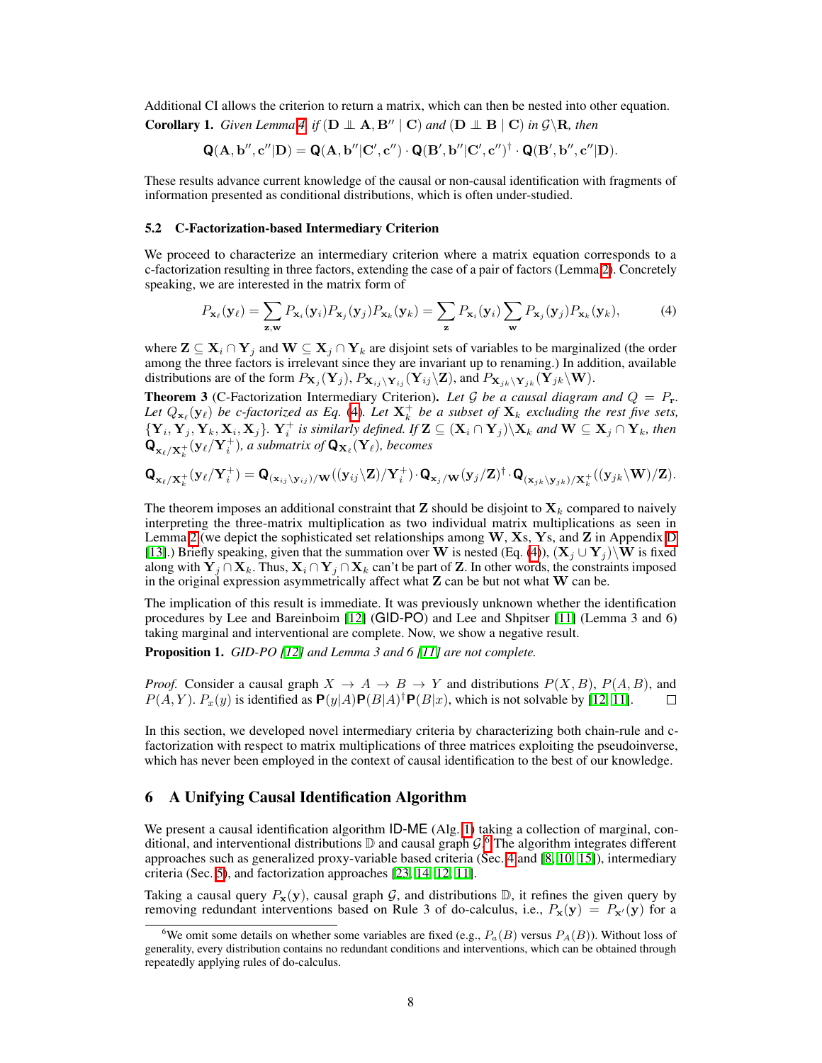Additional CI allows the criterion to return a matrix, which can then be nested into other equation.

**Corollary 1.** *Given Lemma 4, if* $(\mathbf{D} \perp\!\!\!\perp \mathbf{A}, \mathbf{B}'' \mid \mathbf{C})$ *and* $(\mathbf{D} \perp\!\!\!\perp \mathbf{B} \mid \mathbf{C})$ *in* $\mathcal{G}\backslash\mathbf{R}$*, then*

$$\mathbf{Q}(\mathbf{A}, \mathbf{b}'', \mathbf{c}'' | \mathbf{D}) = \mathbf{Q}(\mathbf{A}, \mathbf{b}'' | \mathbf{C}', \mathbf{c}'') \cdot \mathbf{Q}(\mathbf{B}', \mathbf{b}'' | \mathbf{C}', \mathbf{c}'')^{\dagger} \cdot \mathbf{Q}(\mathbf{B}', \mathbf{b}'', \mathbf{c}'' | \mathbf{D}).$$

These results advance current knowledge of the causal or non-causal identification with fragments of information presented as conditional distributions, which is often under-studied.

### 5.2 C-Factorization-based Intermediary Criterion

We proceed to characterize an intermediary criterion where a matrix equation corresponds to a c-factorization resulting in three factors, extending the case of a pair of factors (Lemma 2). Concretely speaking, we are interested in the matrix form of

$$P_{\mathbf{x}_\ell}(\mathbf{y}_\ell) = \sum_{\mathbf{z},\mathbf{w}} P_{\mathbf{x}_i}(\mathbf{y}_i) P_{\mathbf{x}_j}(\mathbf{y}_j) P_{\mathbf{x}_k}(\mathbf{y}_k) = \sum_{\mathbf{z}} P_{\mathbf{x}_i}(\mathbf{y}_i) \sum_{\mathbf{w}} P_{\mathbf{x}_j}(\mathbf{y}_j) P_{\mathbf{x}_k}(\mathbf{y}_k), \tag{4}$$

where $\mathbf{Z} \subseteq \mathbf{X}_i \cap \mathbf{Y}_j$ and $\mathbf{W} \subseteq \mathbf{X}_j \cap \mathbf{Y}_k$ are disjoint sets of variables to be marginalized (the order among the three factors is irrelevant since they are invariant up to renaming.) In addition, available distributions are of the form $P_{\mathbf{X}_j}(\mathbf{Y}_j)$, $P_{\mathbf{X}_{ij}\backslash\mathbf{Y}_{ij}}(\mathbf{Y}_{ij}\backslash\mathbf{Z})$, and $P_{\mathbf{X}_{jk}\backslash\mathbf{Y}_{jk}}(\mathbf{Y}_{jk}\backslash\mathbf{W})$.

**Theorem 3** (C-Factorization Intermediary Criterion)**.** *Let* $\mathcal{G}$ *be a causal diagram and* $Q = P_{\mathbf{r}}$*. Let* $Q_{\mathbf{x}_\ell}(\mathbf{y}_\ell)$ *be c-factorized as Eq. (4). Let* $\mathbf{X}_k^+$ *be a subset of* $\mathbf{X}_k$ *excluding the rest five sets,* $\{\mathbf{Y}_i, \mathbf{Y}_j, \mathbf{Y}_k, \mathbf{X}_i, \mathbf{X}_j\}$*.* $\mathbf{Y}_i^+$ *is similarly defined. If* $\mathbf{Z} \subseteq (\mathbf{X}_i \cap \mathbf{Y}_j)\backslash\mathbf{X}_k$ *and* $\mathbf{W} \subseteq \mathbf{X}_j \cap \mathbf{Y}_k$*, then* $\mathbf{Q}_{\mathbf{x}_\ell/\mathbf{X}_k^+}(\mathbf{y}_\ell/\mathbf{Y}_i^+)$*, a submatrix of* $\mathbf{Q}_{\mathbf{X}_\ell}(\mathbf{Y}_\ell)$*, becomes*

$$\mathbf{Q}_{\mathbf{x}_\ell/\mathbf{X}_k^+}(\mathbf{y}_\ell/\mathbf{Y}_i^+) = \mathbf{Q}_{(\mathbf{x}_{ij}\backslash\mathbf{y}_{ij})/\mathbf{W}}((\mathbf{y}_{ij}\backslash\mathbf{Z})/\mathbf{Y}_i^+) \cdot \mathbf{Q}_{\mathbf{x}_j/\mathbf{W}}(\mathbf{y}_j/\mathbf{Z})^{\dagger} \cdot \mathbf{Q}_{(\mathbf{x}_{jk}\backslash\mathbf{y}_{jk})/\mathbf{X}_k^+}((\mathbf{y}_{jk}\backslash\mathbf{W})/\mathbf{Z}).$$

The theorem imposes an additional constraint that $\mathbf{Z}$ should be disjoint to $\mathbf{X}_k$ compared to naively interpreting the three-matrix multiplication as two individual matrix multiplications as seen in Lemma 2 (we depict the sophisticated set relationships among $\mathbf{W}$, $\mathbf{X}$s, $\mathbf{Y}$s, and $\mathbf{Z}$ in Appendix D [13].) Briefly speaking, given that the summation over $\mathbf{W}$ is nested (Eq. (4)), $(\mathbf{X}_j \cup \mathbf{Y}_j)\backslash\mathbf{W}$ is fixed along with $\mathbf{Y}_j \cap \mathbf{X}_k$. Thus, $\mathbf{X}_i \cap \mathbf{Y}_j \cap \mathbf{X}_k$ can't be part of $\mathbf{Z}$. In other words, the constraints imposed in the original expression asymmetrically affect what $\mathbf{Z}$ can be but not what $\mathbf{W}$ can be.

The implication of this result is immediate. It was previously unknown whether the identification procedures by Lee and Bareinboim [12] (GID-PO) and Lee and Shpitser [11] (Lemma 3 and 6) taking marginal and interventional are complete. Now, we show a negative result.

**Proposition 1.** *GID-PO [12] and Lemma 3 and 6 [11] are not complete.*

*Proof.* Consider a causal graph $X \to A \to B \to Y$ and distributions $P(X, B)$, $P(A, B)$, and $P(A, Y)$. $P_x(y)$ is identified as $\mathbf{P}(y|A)\mathbf{P}(B|A)^{\dagger}\mathbf{P}(B|x)$, which is not solvable by [12, 11]. □

In this section, we developed novel intermediary criteria by characterizing both chain-rule and c-factorization with respect to matrix multiplications of three matrices exploiting the pseudoinverse, which has never been employed in the context of causal identification to the best of our knowledge.

## 6 A Unifying Causal Identification Algorithm

We present a causal identification algorithm ID-ME (Alg. 1) taking a collection of marginal, conditional, and interventional distributions $\mathbb{D}$ and causal graph $\mathcal{G}$.[6] The algorithm integrates different approaches such as generalized proxy-variable based criteria (Sec. 4 and [8, 10, 15]), intermediary criteria (Sec. 5), and factorization approaches [23, 14, 12, 11].

Taking a causal query $P_{\mathbf{x}}(\mathbf{y})$, causal graph $\mathcal{G}$, and distributions $\mathbb{D}$, it refines the given query by removing redundant interventions based on Rule 3 of do-calculus, i.e., $P_{\mathbf{x}}(\mathbf{y}) = P_{\mathbf{x}'}(\mathbf{y})$ for a

[6] We omit some details on whether some variables are fixed (e.g., $P_a(B)$ versus $P_A(B)$). Without loss of generality, every distribution contains no redundant conditions and interventions, which can be obtained through repeatedly applying rules of do-calculus.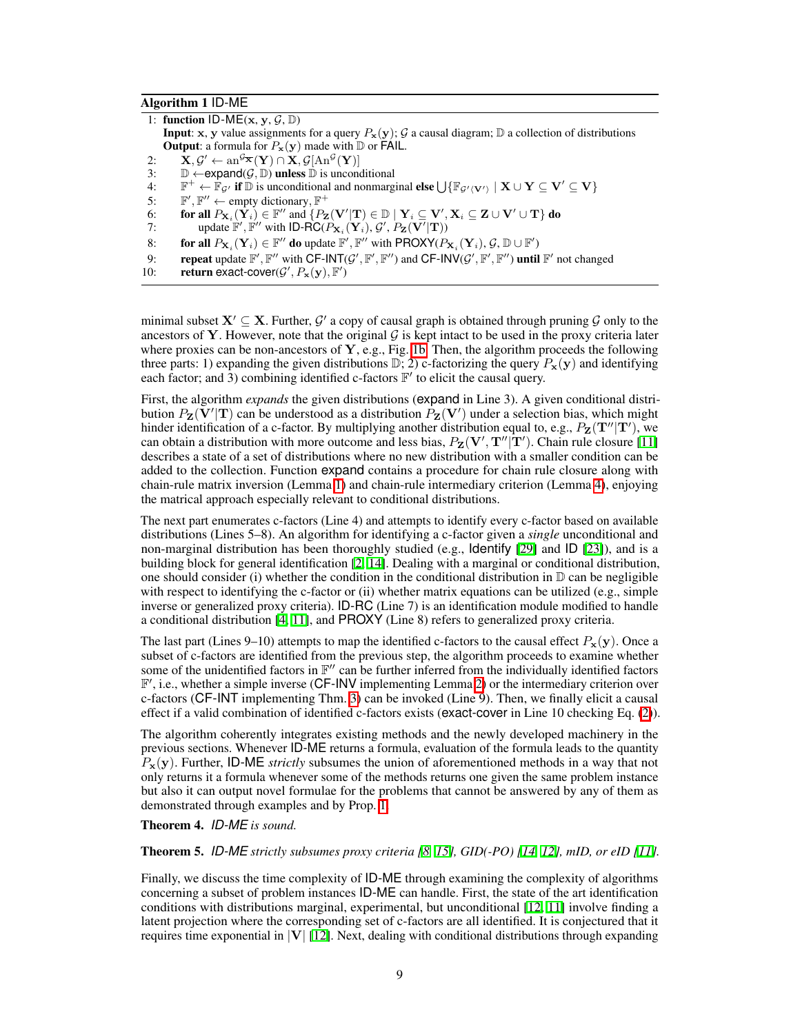**Algorithm 1** ID-ME

```
1:  function ID-ME(x, y, G, D)
    Input: x, y value assignments for a query P_x(y); G a causal diagram; D a collection of distributions
    Output: a formula for P_x(y) made with D or FAIL.
2:      X, G' ← an^{G_X̄}(Y) ∩ X, G[An^G(Y)]
3:      D ← expand(G, D) unless D is unconditional
4:      F^+ ← F_{G'} if D is unconditional and nonmarginal else ⋃{F_{G'⟨V'⟩} | X ∪ Y ⊆ V' ⊆ V}
5:      F', F'' ← empty dictionary, F^+
6:      for all P_{X_i}(Y_i) ∈ F'' and {P_Z(V'|T) ∈ D | Y_i ⊆ V', X_i ⊆ Z ∪ V' ∪ T} do
7:          update F', F'' with ID-RC(P_{X_i}(Y_i), G', P_Z(V'|T))
8:      for all P_{X_i}(Y_i) ∈ F'' do update F', F'' with PROXY(P_{X_i}(Y_i), G, D ∪ F')
9:      repeat update F', F'' with CF-INT(G', F', F'') and CF-INV(G', F', F'') until F' not changed
10:     return exact-cover(G', P_x(y), F')
```

minimal subset $\mathbf{X}' \subseteq \mathbf{X}$. Further, $\mathcal{G}'$ a copy of causal graph is obtained through pruning $\mathcal{G}$ only to the ancestors of $\mathbf{Y}$. However, note that the original $\mathcal{G}$ is kept intact to be used in the proxy criteria later where proxies can be non-ancestors of $\mathbf{Y}$, e.g., Fig. 1b. Then, the algorithm proceeds the following three parts: 1) expanding the given distributions $\mathbb{D}$; 2) c-factorizing the query $P_{\mathbf{x}}(\mathbf{y})$ and identifying each factor; and 3) combining identified c-factors $\mathbb{F}'$ to elicit the causal query.

First, the algorithm *expands* the given distributions (expand in Line 3). A given conditional distribution $P_{\mathbf{Z}}(\mathbf{V}'|\mathbf{T})$ can be understood as a distribution $P_{\mathbf{Z}}(\mathbf{V}')$ under a selection bias, which might hinder identification of a c-factor. By multiplying another distribution equal to, e.g., $P_{\mathbf{Z}}(\mathbf{T}''|\mathbf{T}')$, we can obtain a distribution with more outcome and less bias, $P_{\mathbf{Z}}(\mathbf{V}', \mathbf{T}''|\mathbf{T}')$. Chain rule closure [11] describes a state of a set of distributions where no new distribution with a smaller condition can be added to the collection. Function expand contains a procedure for chain rule closure along with chain-rule matrix inversion (Lemma 1) and chain-rule intermediary criterion (Lemma 4), enjoying the matrical approach especially relevant to conditional distributions.

The next part enumerates c-factors (Line 4) and attempts to identify every c-factor based on available distributions (Lines 5–8). An algorithm for identifying a c-factor given a *single* unconditional and non-marginal distribution has been thoroughly studied (e.g., Identify [29] and ID [23]), and is a building block for general identification [2, 14]. Dealing with a marginal or conditional distribution, one should consider (i) whether the condition in the conditional distribution in $\mathbb{D}$ can be negligible with respect to identifying the c-factor or (ii) whether matrix equations can be utilized (e.g., simple inverse or generalized proxy criteria). ID-RC (Line 7) is an identification module modified to handle a conditional distribution [4, 11], and PROXY (Line 8) refers to generalized proxy criteria.

The last part (Lines 9–10) attempts to map the identified c-factors to the causal effect $P_{\mathbf{x}}(\mathbf{y})$. Once a subset of c-factors are identified from the previous step, the algorithm proceeds to examine whether some of the unidentified factors in $\mathbb{F}''$ can be further inferred from the individually identified factors $\mathbb{F}'$, i.e., whether a simple inverse (CF-INV implementing Lemma 2) or the intermediary criterion over c-factors (CF-INT implementing Thm. 3) can be invoked (Line 9). Then, we finally elicit a causal effect if a valid combination of identified c-factors exists (exact-cover in Line 10 checking Eq. (2)).

The algorithm coherently integrates existing methods and the newly developed machinery in the previous sections. Whenever ID-ME returns a formula, evaluation of the formula leads to the quantity $P_{\mathbf{x}}(\mathbf{y})$. Further, ID-ME *strictly* subsumes the union of aforementioned methods in a way that not only returns it a formula whenever some of the methods returns one given the same problem instance but also it can output novel formulae for the problems that cannot be answered by any of them as demonstrated through examples and by Prop. 1.

**Theorem 4.** *ID-ME is sound.*

**Theorem 5.** *ID-ME strictly subsumes proxy criteria [8, 15], GID(-PO) [14, 12], mID, or eID [11].*

Finally, we discuss the time complexity of ID-ME through examining the complexity of algorithms concerning a subset of problem instances ID-ME can handle. First, the state of the art identification conditions with distributions marginal, experimental, but unconditional [12, 11] involve finding a latent projection where the corresponding set of c-factors are all identified. It is conjectured that it requires time exponential in $|\mathbf{V}|$ [12]. Next, dealing with conditional distributions through expanding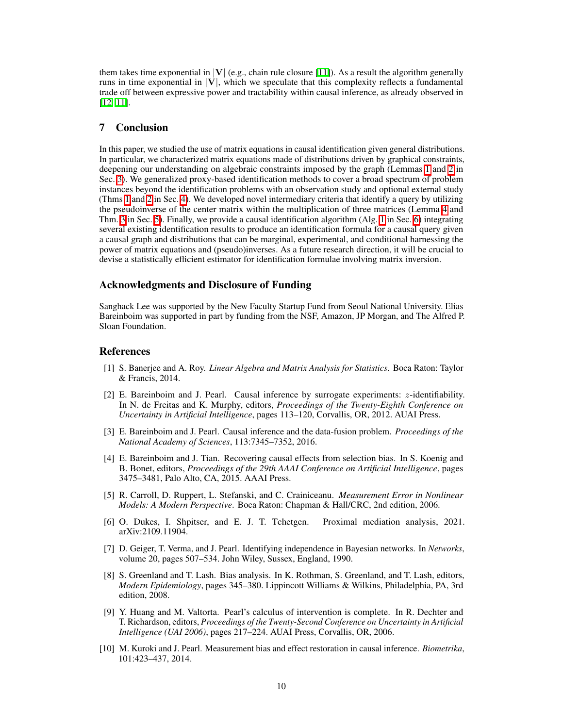them takes time exponential in $|\mathbf{V}|$ (e.g., chain rule closure [11]). As a result the algorithm generally runs in time exponential in $|\mathbf{V}|$, which we speculate that this complexity reflects a fundamental trade off between expressive power and tractability within causal inference, as already observed in [12, 11].

## 7 Conclusion

In this paper, we studied the use of matrix equations in causal identification given general distributions. In particular, we characterized matrix equations made of distributions driven by graphical constraints, deepening our understanding on algebraic constraints imposed by the graph (Lemmas 1 and 2 in Sec. 3). We generalized proxy-based identification methods to cover a broad spectrum of problem instances beyond the identification problems with an observation study and optional external study (Thms 1 and 2 in Sec. 4). We developed novel intermediary criteria that identify a query by utilizing the pseudoinverse of the center matrix within the multiplication of three matrices (Lemma 4 and Thm. 3 in Sec. 5). Finally, we provide a causal identification algorithm (Alg. 1 in Sec. 6) integrating several existing identification results to produce an identification formula for a causal query given a causal graph and distributions that can be marginal, experimental, and conditional harnessing the power of matrix equations and (pseudo)inverses. As a future research direction, it will be crucial to devise a statistically efficient estimator for identification formulae involving matrix inversion.

## Acknowledgments and Disclosure of Funding

Sanghack Lee was supported by the New Faculty Startup Fund from Seoul National University. Elias Bareinboim was supported in part by funding from the NSF, Amazon, JP Morgan, and The Alfred P. Sloan Foundation.

## References

[1] S. Banerjee and A. Roy. *Linear Algebra and Matrix Analysis for Statistics*. Boca Raton: Taylor & Francis, 2014.

[2] E. Bareinboim and J. Pearl. Causal inference by surrogate experiments: $z$-identifiability. In N. de Freitas and K. Murphy, editors, *Proceedings of the Twenty-Eighth Conference on Uncertainty in Artificial Intelligence*, pages 113–120, Corvallis, OR, 2012. AUAI Press.

[3] E. Bareinboim and J. Pearl. Causal inference and the data-fusion problem. *Proceedings of the National Academy of Sciences*, 113:7345–7352, 2016.

[4] E. Bareinboim and J. Tian. Recovering causal effects from selection bias. In S. Koenig and B. Bonet, editors, *Proceedings of the 29th AAAI Conference on Artificial Intelligence*, pages 3475–3481, Palo Alto, CA, 2015. AAAI Press.

[5] R. Carroll, D. Ruppert, L. Stefanski, and C. Crainiceanu. *Measurement Error in Nonlinear Models: A Modern Perspective*. Boca Raton: Chapman & Hall/CRC, 2nd edition, 2006.

[6] O. Dukes, I. Shpitser, and E. J. T. Tchetgen. Proximal mediation analysis, 2021. arXiv:2109.11904.

[7] D. Geiger, T. Verma, and J. Pearl. Identifying independence in Bayesian networks. In *Networks*, volume 20, pages 507–534. John Wiley, Sussex, England, 1990.

[8] S. Greenland and T. Lash. Bias analysis. In K. Rothman, S. Greenland, and T. Lash, editors, *Modern Epidemiology*, pages 345–380. Lippincott Williams & Wilkins, Philadelphia, PA, 3rd edition, 2008.

[9] Y. Huang and M. Valtorta. Pearl's calculus of intervention is complete. In R. Dechter and T. Richardson, editors, *Proceedings of the Twenty-Second Conference on Uncertainty in Artificial Intelligence (UAI 2006)*, pages 217–224. AUAI Press, Corvallis, OR, 2006.

[10] M. Kuroki and J. Pearl. Measurement bias and effect restoration in causal inference. *Biometrika*, 101:423–437, 2014.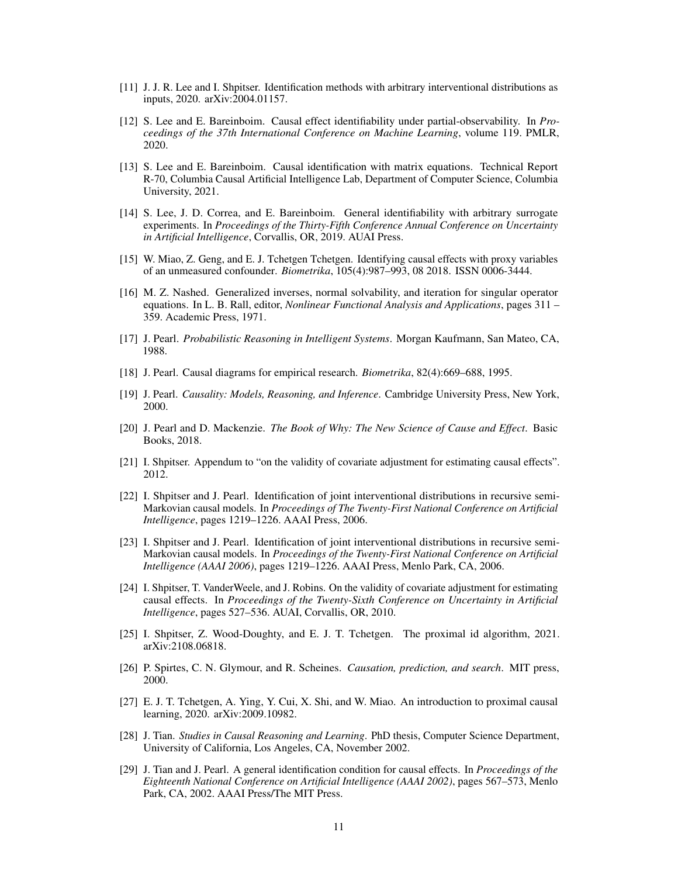[11] J. J. R. Lee and I. Shpitser. Identification methods with arbitrary interventional distributions as inputs, 2020. arXiv:2004.01157.

[12] S. Lee and E. Bareinboim. Causal effect identifiability under partial-observability. In *Proceedings of the 37th International Conference on Machine Learning*, volume 119. PMLR, 2020.

[13] S. Lee and E. Bareinboim. Causal identification with matrix equations. Technical Report R-70, Columbia Causal Artificial Intelligence Lab, Department of Computer Science, Columbia University, 2021.

[14] S. Lee, J. D. Correa, and E. Bareinboim. General identifiability with arbitrary surrogate experiments. In *Proceedings of the Thirty-Fifth Conference Annual Conference on Uncertainty in Artificial Intelligence*, Corvallis, OR, 2019. AUAI Press.

[15] W. Miao, Z. Geng, and E. J. Tchetgen Tchetgen. Identifying causal effects with proxy variables of an unmeasured confounder. *Biometrika*, 105(4):987–993, 08 2018. ISSN 0006-3444.

[16] M. Z. Nashed. Generalized inverses, normal solvability, and iteration for singular operator equations. In L. B. Rall, editor, *Nonlinear Functional Analysis and Applications*, pages 311 – 359. Academic Press, 1971.

[17] J. Pearl. *Probabilistic Reasoning in Intelligent Systems*. Morgan Kaufmann, San Mateo, CA, 1988.

[18] J. Pearl. Causal diagrams for empirical research. *Biometrika*, 82(4):669–688, 1995.

[19] J. Pearl. *Causality: Models, Reasoning, and Inference*. Cambridge University Press, New York, 2000.

[20] J. Pearl and D. Mackenzie. *The Book of Why: The New Science of Cause and Effect*. Basic Books, 2018.

[21] I. Shpitser. Appendum to "on the validity of covariate adjustment for estimating causal effects". 2012.

[22] I. Shpitser and J. Pearl. Identification of joint interventional distributions in recursive semi-Markovian causal models. In *Proceedings of The Twenty-First National Conference on Artificial Intelligence*, pages 1219–1226. AAAI Press, 2006.

[23] I. Shpitser and J. Pearl. Identification of joint interventional distributions in recursive semi-Markovian causal models. In *Proceedings of the Twenty-First National Conference on Artificial Intelligence (AAAI 2006)*, pages 1219–1226. AAAI Press, Menlo Park, CA, 2006.

[24] I. Shpitser, T. VanderWeele, and J. Robins. On the validity of covariate adjustment for estimating causal effects. In *Proceedings of the Twenty-Sixth Conference on Uncertainty in Artificial Intelligence*, pages 527–536. AUAI, Corvallis, OR, 2010.

[25] I. Shpitser, Z. Wood-Doughty, and E. J. T. Tchetgen. The proximal id algorithm, 2021. arXiv:2108.06818.

[26] P. Spirtes, C. N. Glymour, and R. Scheines. *Causation, prediction, and search*. MIT press, 2000.

[27] E. J. T. Tchetgen, A. Ying, Y. Cui, X. Shi, and W. Miao. An introduction to proximal causal learning, 2020. arXiv:2009.10982.

[28] J. Tian. *Studies in Causal Reasoning and Learning*. PhD thesis, Computer Science Department, University of California, Los Angeles, CA, November 2002.

[29] J. Tian and J. Pearl. A general identification condition for causal effects. In *Proceedings of the Eighteenth National Conference on Artificial Intelligence (AAAI 2002)*, pages 567–573, Menlo Park, CA, 2002. AAAI Press/The MIT Press.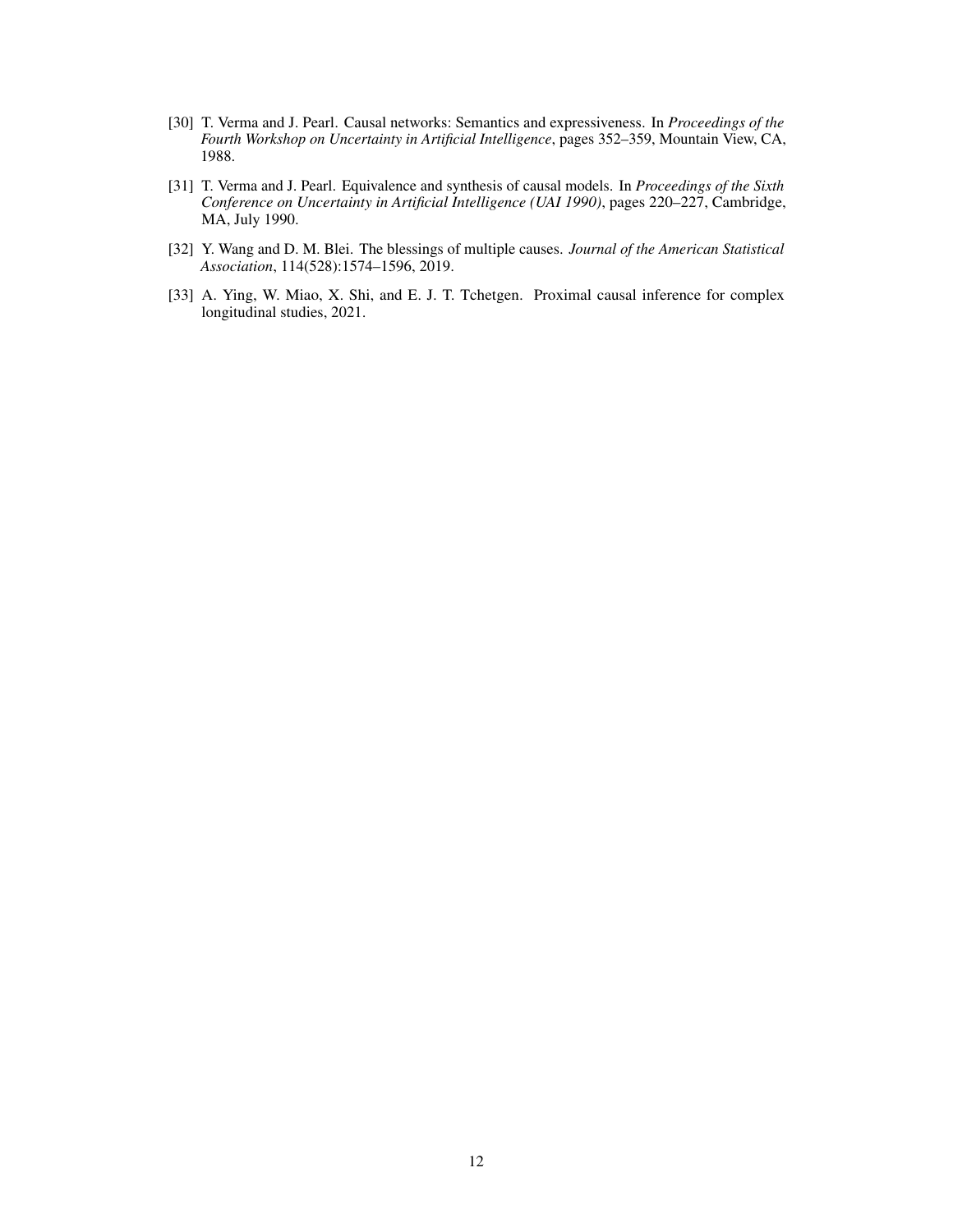[30] T. Verma and J. Pearl. Causal networks: Semantics and expressiveness. In *Proceedings of the Fourth Workshop on Uncertainty in Artificial Intelligence*, pages 352–359, Mountain View, CA, 1988.

[31] T. Verma and J. Pearl. Equivalence and synthesis of causal models. In *Proceedings of the Sixth Conference on Uncertainty in Artificial Intelligence (UAI 1990)*, pages 220–227, Cambridge, MA, July 1990.

[32] Y. Wang and D. M. Blei. The blessings of multiple causes. *Journal of the American Statistical Association*, 114(528):1574–1596, 2019.

[33] A. Ying, W. Miao, X. Shi, and E. J. T. Tchetgen. Proximal causal inference for complex longitudinal studies, 2021.